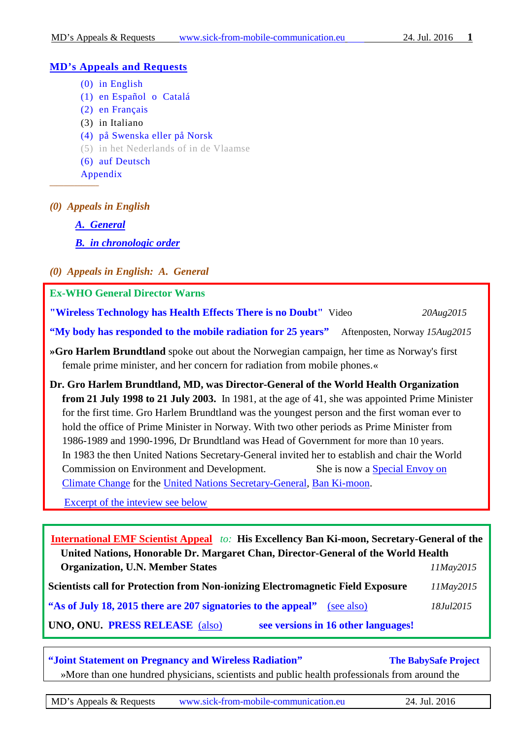## MD's Appeals and Requests

- (0) in English
- (1) en Español o Catalá
- (2) en Français
- (3) in Italiano
- (4) på Swenska eller på Norsk
- (5) in het Nederlands of in de Vlaamse
- (6) auf Deutsch
- Appendix

---

### *(0) Appeals in English*

*A. General*

*B. in chronologic order*

### *(0) Appeals in English: A. General*

**Ex-WHO General Director Warns**

**"Wireless Technology has Health Effects There is no Doubt"** Video *20Aug2015*

**"My body has responded to the mobile radiation for 25 years"** Aftenposten, Norway *15Aug2015*

»**Gro Harlem Brundtland** spoke out about the Norwegian campaign, her time as Norway's first female prime minister, and her concern for radiation from mobile phones.«

**Dr. Gro Harlem Brundtland, MD, was Director-General of the World Health Organization from 21 July 1998 to 21 July 2003.** In 1981, at the age of 41, she was appointed Prime Minister for the first time. Gro Harlem Brundtland was the youngest person and the first woman ever to hold the office of Prime Minister in Norway. With two other periods as Prime Minister from 1986-1989 and 1990-1996, Dr Brundtland was Head of Government for more than 10 years. In 1983 the then United Nations Secretary-General invited her to establish and chair the World Commission on Environment and Development. She is now a Special Envoy on Climate Change for the United Nations Secretary-General, Ban Ki-moon.

Excerpt of the inteview see below

---

**International EMF Scientist Appeal** *to:* **His Excellency Ban Ki-moon, Secretary-General of the United Nations, Honorable Dr. Margaret Chan, Director-General of the World Health Organization, U.N. Member States** *11May2015*

**Scientists call for Protection from Non-ionizing Electromagnetic Field Exposure** *11May2015*

**"As of July 18, 2015 there are 207 signatories to the appeal"** (see also) *18Jul2015*

**UNO, ONU. PRESS RELEASE** (also) **see versions in 16 other languages!**

---

**"Joint Statement on Pregnancy and Wireless Radiation"** **The BabySafe Project**

»More than one hundred physicians, scientists and public health professionals from around the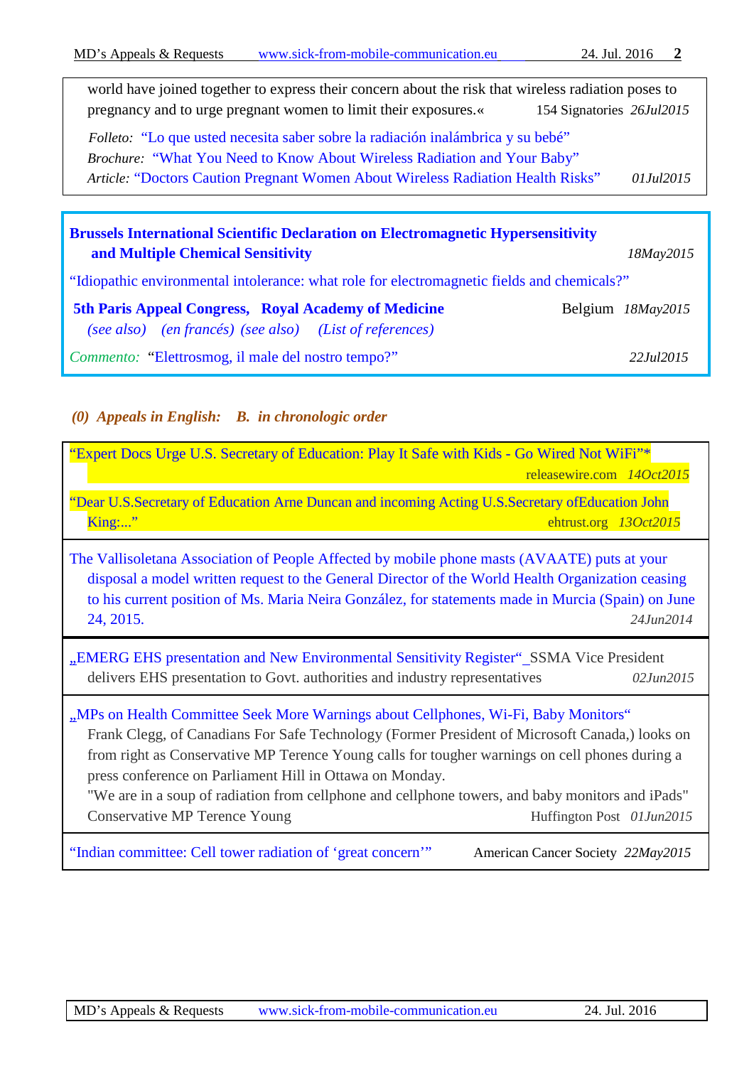world have joined together to express their concern about the risk that wireless radiation poses to pregnancy and to urge pregnant women to limit their exposures.« 154 Signatories *26Jul2015*

*Folleto:* "Lo que usted necesita saber sobre la radiación inalámbrica y su bebé"
*Brochure:* "What You Need to Know About Wireless Radiation and Your Baby"
*Article:* "Doctors Caution Pregnant Women About Wireless Radiation Health Risks" *01Jul2015*

---

**Brussels International Scientific Declaration on Electromagnetic Hypersensitivity and Multiple Chemical Sensitivity** *18May2015*

"Idiopathic environmental intolerance: what role for electromagnetic fields and chemicals?"

**5th Paris Appeal Congress, Royal Academy of Medicine** Belgium *18May2015*
*(see also) (en francés) (see also) (List of references)*

*Commento:* "Elettrosmog, il male del nostro tempo?" *22Jul2015*

---

### *(0) Appeals in English: B. in chronologic order*

"Expert Docs Urge U.S. Secretary of Education: Play It Safe with Kids - Go Wired Not WiFi"* releasewire.com *14Oct2015*

"Dear U.S.Secretary of Education Arne Duncan and incoming Acting U.S.Secretary ofEducation John King:..." ehtrust.org *13Oct2015*

---

The Vallisoletana Association of People Affected by mobile phone masts (AVAATE) puts at your disposal a model written request to the General Director of the World Health Organization ceasing to his current position of Ms. Maria Neira González, for statements made in Murcia (Spain) on June 24, 2015. *24Jun2014*

---

„EMERG EHS presentation and New Environmental Sensitivity Register"_SSMA Vice President delivers EHS presentation to Govt. authorities and industry representatives *02Jun2015*

---

„MPs on Health Committee Seek More Warnings about Cellphones, Wi-Fi, Baby Monitors"
Frank Clegg, of Canadians For Safe Technology (Former President of Microsoft Canada,) looks on from right as Conservative MP Terence Young calls for tougher warnings on cell phones during a press conference on Parliament Hill in Ottawa on Monday.
"We are in a soup of radiation from cellphone and cellphone towers, and baby monitors and iPads" Conservative MP Terence Young Huffington Post *01Jun2015*

---

"Indian committee: Cell tower radiation of 'great concern'" American Cancer Society *22May2015*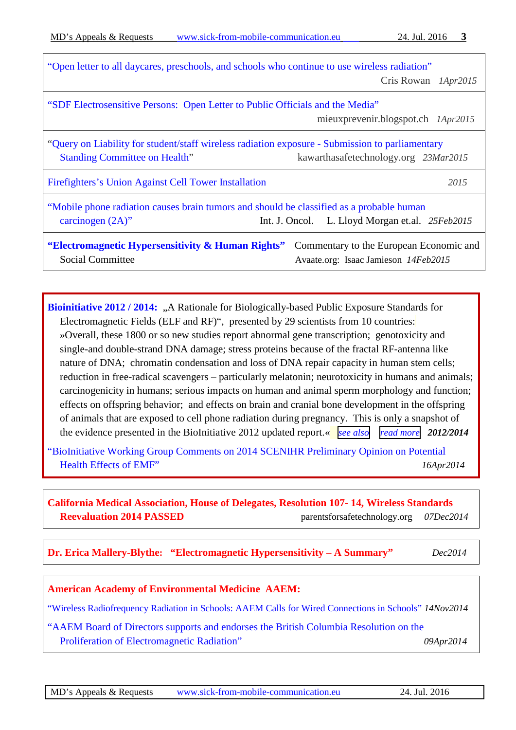"Open letter to all daycares, preschools, and schools who continue to use wireless radiation"
Cris Rowan *1Apr2015*

---

"SDF Electrosensitive Persons: Open Letter to Public Officials and the Media"
mieuxprevenir.blogspot.ch *1Apr2015*

---

"Query on Liability for student/staff wireless radiation exposure - Submission to parliamentary Standing Committee on Health"
kawarthasafetechnology.org *23Mar2015*

---

Firefighters's Union Against Cell Tower Installation *2015*

---

"Mobile phone radiation causes brain tumors and should be classified as a probable human carcinogen (2A)"
Int. J. Oncol. L. Lloyd Morgan et.al. *25Feb2015*

---

**"Electromagnetic Hypersensitivity & Human Rights"** Commentary to the European Economic and Social Committee
Avaate.org: Isaac Jamieson *14Feb2015*

---

**Bioinitiative 2012 / 2014:** „A Rationale for Biologically-based Public Exposure Standards for Electromagnetic Fields (ELF and RF)", presented by 29 scientists from 10 countries: »Overall, these 1800 or so new studies report abnormal gene transcription; genotoxicity and single-and double-strand DNA damage; stress proteins because of the fractal RF-antenna like nature of DNA; chromatin condensation and loss of DNA repair capacity in human stem cells; reduction in free-radical scavengers – particularly melatonin; neurotoxicity in humans and animals; carcinogenicity in humans; serious impacts on human and animal sperm morphology and function; effects on offspring behavior; and effects on brain and cranial bone development in the offspring of animals that are exposed to cell phone radiation during pregnancy. This is only a snapshot of the evidence presented in the BioInitiative 2012 updated report.« *see also* *read more* ***2012/2014***

"BioInitiative Working Group Comments on 2014 SCENIHR Preliminary Opinion on Potential Health Effects of EMF"
*16Apr2014*

---

**California Medical Association, House of Delegates, Resolution 107- 14, Wireless Standards Reevaluation 2014 PASSED**
parentsforsafetechnology.org *07Dec2014*

---

**Dr. Erica Mallery-Blythe: "Electromagnetic Hypersensitivity – A Summary"** *Dec2014*

---

**American Academy of Environmental Medicine AAEM:**

"Wireless Radiofrequency Radiation in Schools: AAEM Calls for Wired Connections in Schools" *14Nov2014*

"AAEM Board of Directors supports and endorses the British Columbia Resolution on the Proliferation of Electromagnetic Radiation" *09Apr2014*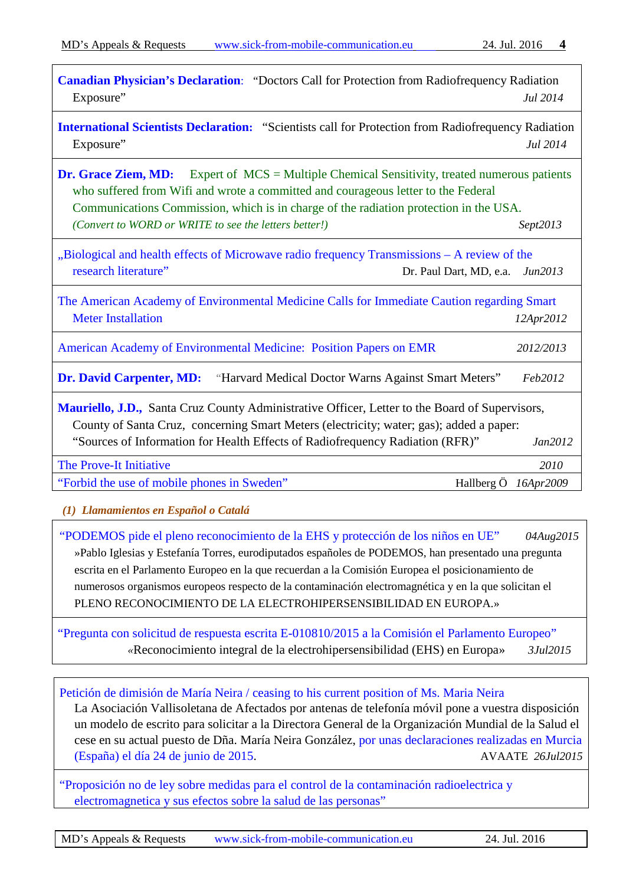**Canadian Physician's Declaration**: "Doctors Call for Protection from Radiofrequency Radiation Exposure" *Jul 2014*

---

**International Scientists Declaration:** "Scientists call for Protection from Radiofrequency Radiation Exposure" *Jul 2014*

---

**Dr. Grace Ziem, MD:** Expert of MCS = Multiple Chemical Sensitivity, treated numerous patients who suffered from Wifi and wrote a committed and courageous letter to the Federal Communications Commission, which is in charge of the radiation protection in the USA.
*(Convert to WORD or WRITE to see the letters better!)* *Sept2013*

---

„Biological and health effects of Microwave radio frequency Transmissions – A review of the research literature" Dr. Paul Dart, MD, e.a. *Jun2013*

---

The American Academy of Environmental Medicine Calls for Immediate Caution regarding Smart Meter Installation *12Apr2012*

---

American Academy of Environmental Medicine: Position Papers on EMR *2012/2013*

---

**Dr. David Carpenter, MD:** "Harvard Medical Doctor Warns Against Smart Meters" *Feb2012*

---

**Mauriello, J.D.,** Santa Cruz County Administrative Officer, Letter to the Board of Supervisors, County of Santa Cruz, concerning Smart Meters (electricity; water; gas); added a paper: "Sources of Information for Health Effects of Radiofrequency Radiation (RFR)" *Jan2012*

---

The Prove-It Initiative *2010*

---

"Forbid the use of mobile phones in Sweden" Hallberg Ö *16Apr2009*

---

***(1) Llamamientos en Español o Catalá***

"PODEMOS pide el pleno reconocimiento de la EHS y protección de los niños en UE" *04Aug2015*
»Pablo Iglesias y Estefanía Torres, eurodiputados españoles de PODEMOS, han presentado una pregunta escrita en el Parlamento Europeo en la que recuerdan a la Comisión Europea el posicionamiento de numerosos organismos europeos respecto de la contaminación electromagnética y en la que solicitan el PLENO RECONOCIMIENTO DE LA ELECTROHIPERSENSIBILIDAD EN EUROPA.»

---

"Pregunta con solicitud de respuesta escrita E-010810/2015 a la Comisión el Parlamento Europeo"
«Reconocimiento integral de la electrohipersensibilidad (EHS) en Europa» *3Jul2015*

---

Petición de dimisión de María Neira / ceasing to his current position of Ms. Maria Neira
La Asociación Vallisoletana de Afectados por antenas de telefonía móvil pone a vuestra disposición un modelo de escrito para solicitar a la Directora General de la Organización Mundial de la Salud el cese en su actual puesto de Dña. María Neira González, por unas declaraciones realizadas en Murcia (España) el día 24 de junio de 2015. AVAATE *26Jul2015*

---

"Proposición no de ley sobre medidas para el control de la contaminación radioelectrica y electromagnetica y sus efectos sobre la salud de las personas"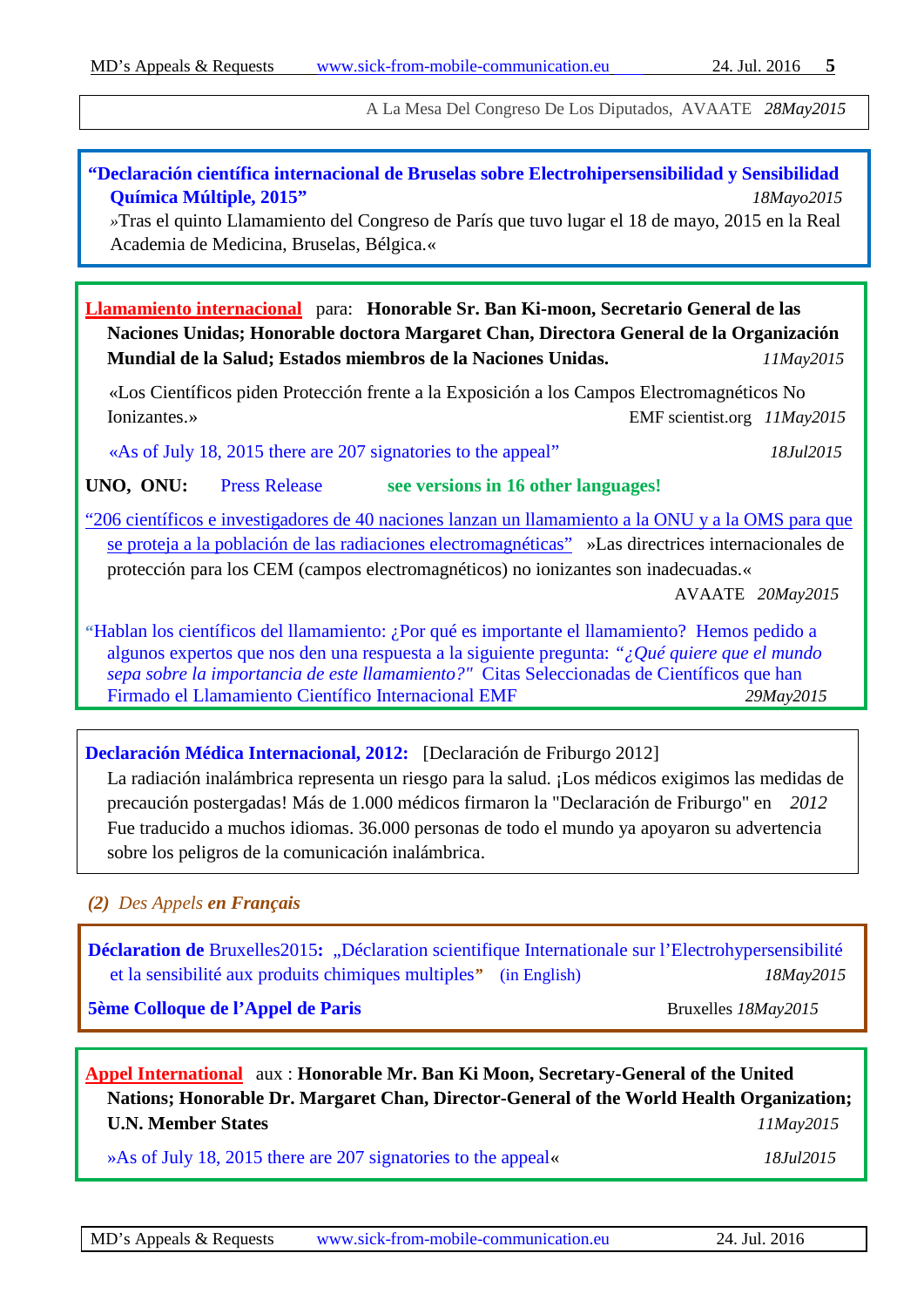A La Mesa Del Congreso De Los Diputados, AVAATE *28May2015*

**"Declaración científica internacional de Bruselas sobre Electrohipersensibilidad y Sensibilidad Química Múltiple, 2015"** *18Mayo2015*
»Tras el quinto Llamamiento del Congreso de París que tuvo lugar el 18 de mayo, 2015 en la Real Academia de Medicina, Bruselas, Bélgica.«

**Llamamiento internacional** para: **Honorable Sr. Ban Ki-moon, Secretario General de las Naciones Unidas; Honorable doctora Margaret Chan, Directora General de la Organización Mundial de la Salud; Estados miembros de la Naciones Unidas.** *11May2015*

«Los Científicos piden Protección frente a la Exposición a los Campos Electromagnéticos No Ionizantes.» EMF scientist.org *11May2015*

«As of July 18, 2015 there are 207 signatories to the appeal" *18Jul2015*

**UNO, ONU:** Press Release **see versions in 16 other languages!**

"206 científicos e investigadores de 40 naciones lanzan un llamamiento a la ONU y a la OMS para que se proteja a la población de las radiaciones electromagnéticas" »Las directrices internacionales de protección para los CEM (campos electromagnéticos) no ionizantes son inadecuadas.« AVAATE *20May2015*

"Hablan los científicos del llamamiento: ¿Por qué es importante el llamamiento? Hemos pedido a algunos expertos que nos den una respuesta a la siguiente pregunta: *"¿Qué quiere que el mundo sepa sobre la importancia de este llamamiento?"* Citas Seleccionadas de Científicos que han Firmado el Llamamiento Científico Internacional EMF *29May2015*

**Declaración Médica Internacional, 2012:** [Declaración de Friburgo 2012]
La radiación inalámbrica representa un riesgo para la salud. ¡Los médicos exigimos las medidas de precaución postergadas! Más de 1.000 médicos firmaron la "Declaración de Friburgo" en *2012* Fue traducido a muchos idiomas. 36.000 personas de todo el mundo ya apoyaron su advertencia sobre los peligros de la comunicación inalámbrica.

## *(2) Des Appels **en Français***

**Déclaration de** Bruxelles2015**:** „Déclaration scientifique Internationale sur l'Electrohypersensibilité et la sensibilité aux produits chimiques multiples**"** (in English) *18May2015*

**5ème Colloque de l'Appel de Paris** Bruxelles *18May2015*

**Appel International** aux : **Honorable Mr. Ban Ki Moon, Secretary-General of the United Nations; Honorable Dr. Margaret Chan, Director-General of the World Health Organization; U.N. Member States** *11May2015*

»As of July 18, 2015 there are 207 signatories to the appeal« *18Jul2015*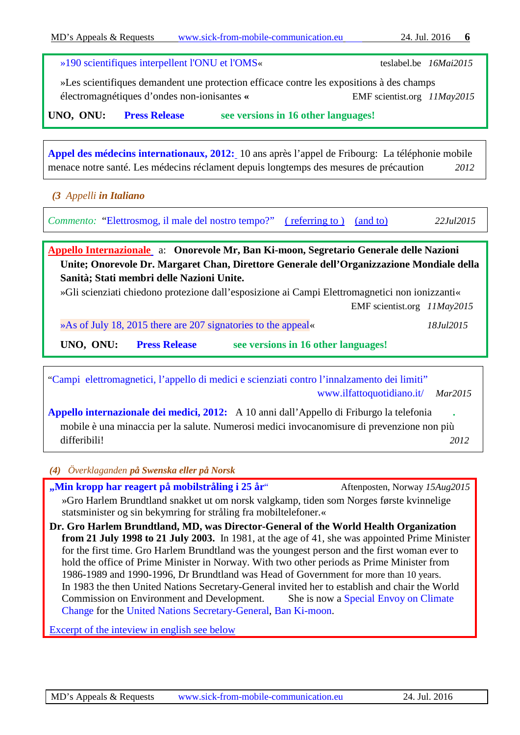»190 scientifiques interpellent l'ONU et l'OMS« teslabel.be *16Mai2015*

»Les scientifiques demandent une protection efficace contre les expositions à des champs électromagnétiques d'ondes non-ionisantes « EMF scientist.org *11May2015*

**UNO, ONU:** **Press Release** **see versions in 16 other languages!**

---

**Appel des médecins internationaux, 2012:** 10 ans après l'appel de Fribourg: La téléphonie mobile menace notre santé. Les médecins réclament depuis longtemps des mesures de précaution *2012*

---

*(3 Appelli* ***in Italiano***

*Commento:* "Elettrosmog, il male del nostro tempo?" ( referring to ) (and to) *22Jul2015*

---

**Appello Internazionale** a: **Onorevole Mr, Ban Ki-moon, Segretario Generale delle Nazioni Unite; Onorevole Dr. Margaret Chan, Direttore Generale dell'Organizzazione Mondiale della Sanità; Stati membri delle Nazioni Unite.**

»Gli scienziati chiedono protezione dall'esposizione ai Campi Elettromagnetici non ionizzanti« EMF scientist.org *11May2015*

»As of July 18, 2015 there are 207 signatories to the appeal« *18Jul2015*

**UNO, ONU:** **Press Release** **see versions in 16 other languages!**

---

"Campi elettromagnetici, l'appello di medici e scienziati contro l'innalzamento dei limiti" www.ilfattoquotidiano.it/ *Mar2015*

**Appello internazionale dei medici, 2012:** A 10 anni dall'Appello di Friburgo la telefonia mobile è una minaccia per la salute. Numerosi medici invocanomisure di prevenzione non più differibili! *2012*

---

*(4) Överklaganden* ***på Swenska eller på Norsk***

**„Min kropp har reagert på mobilstråling i 25 år"** Aftenposten, Norway *15Aug2015*

»Gro Harlem Brundtland snakket ut om norsk valgkamp, tiden som Norges første kvinnelige statsminister og sin bekymring for stråling fra mobiltelefoner.«

**Dr. Gro Harlem Brundtland, MD, was Director-General of the World Health Organization from 21 July 1998 to 21 July 2003.** In 1981, at the age of 41, she was appointed Prime Minister for the first time. Gro Harlem Brundtland was the youngest person and the first woman ever to hold the office of Prime Minister in Norway. With two other periods as Prime Minister from 1986-1989 and 1990-1996, Dr Brundtland was Head of Government for more than 10 years. In 1983 the then United Nations Secretary-General invited her to establish and chair the World Commission on Environment and Development. She is now a Special Envoy on Climate Change for the United Nations Secretary-General, Ban Ki-moon.

Excerpt of the inteview in english see below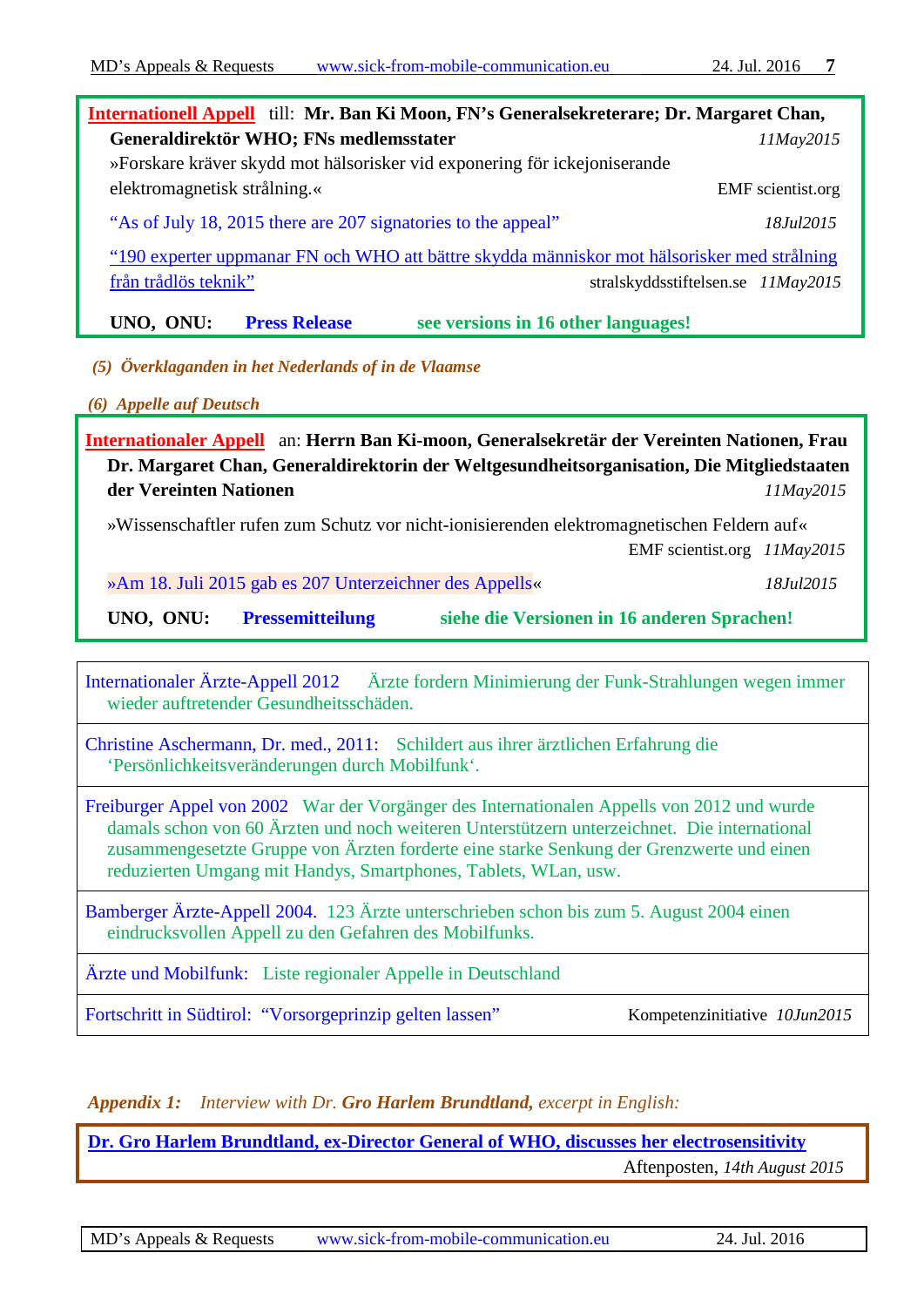**Internationell Appell** till: **Mr. Ban Ki Moon, FN's Generalsekreterare; Dr. Margaret Chan, Generaldirektör WHO; FNs medlemsstater** *11May2015*

»Forskare kräver skydd mot hälsorisker vid exponering för ickejoniserande elektromagnetisk strålning.« EMF scientist.org

"As of July 18, 2015 there are 207 signatories to the appeal" *18Jul2015*

"190 experter uppmanar FN och WHO att bättre skydda människor mot hälsorisker med strålning från trådlös teknik" stralskyddsstiftelsen.se *11May2015*

**UNO, ONU:** **Press Release** **see versions in 16 other languages!**

*(5) Överklaganden in het Nederlands of in de Vlaamse*

*(6) Appelle auf Deutsch*

**Internationaler Appell** an: **Herrn Ban Ki-moon, Generalsekretär der Vereinten Nationen, Frau Dr. Margaret Chan, Generaldirektorin der Weltgesundheitsorganisation, Die Mitgliedstaaten der Vereinten Nationen** *11May2015*

»Wissenschaftler rufen zum Schutz vor nicht-ionisierenden elektromagnetischen Feldern auf« EMF scientist.org *11May2015*

»Am 18. Juli 2015 gab es 207 Unterzeichner des Appells« *18Jul2015*

**UNO, ONU:** **Pressemitteilung** **siehe die Versionen in 16 anderen Sprachen!**

Internationaler Ärzte-Appell 2012 Ärzte fordern Minimierung der Funk-Strahlungen wegen immer wieder auftretender Gesundheitsschäden.

Christine Aschermann, Dr. med., 2011: Schildert aus ihrer ärztlichen Erfahrung die 'Persönlichkeitsveränderungen durch Mobilfunk'.

Freiburger Appel von 2002 War der Vorgänger des Internationalen Appells von 2012 und wurde damals schon von 60 Ärzten und noch weiteren Unterstützern unterzeichnet. Die international zusammengesetzte Gruppe von Ärzten forderte eine starke Senkung der Grenzwerte und einen reduzierten Umgang mit Handys, Smartphones, Tablets, WLan, usw.

Bamberger Ärzte-Appell 2004. 123 Ärzte unterschrieben schon bis zum 5. August 2004 einen eindrucksvollen Appell zu den Gefahren des Mobilfunks.

Ärzte und Mobilfunk: Liste regionaler Appelle in Deutschland

Fortschritt in Südtirol: "Vorsorgeprinzip gelten lassen" Kompetenzinitiative *10Jun2015*

*Appendix 1: Interview with Dr.* ***Gro Harlem Brundtland****, excerpt in English:*

**Dr. Gro Harlem Brundtland, ex-Director General of WHO, discusses her electrosensitivity**
Aftenposten, *14th August 2015*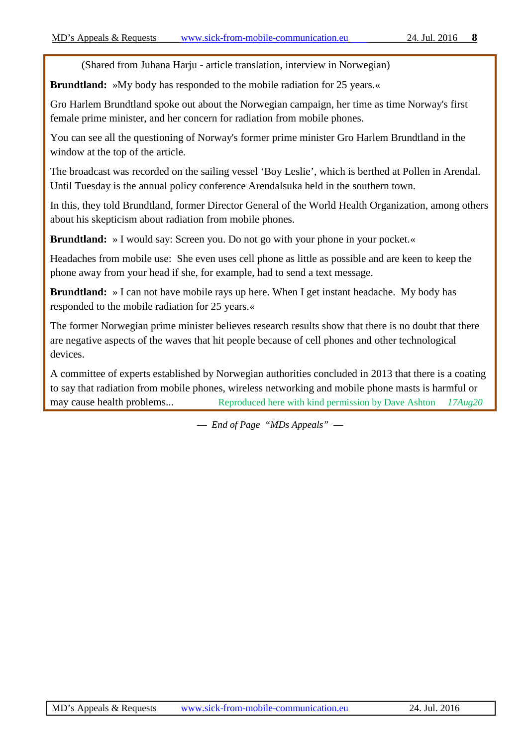(Shared from Juhana Harju - article translation, interview in Norwegian)

**Brundtland:** »My body has responded to the mobile radiation for 25 years.«

Gro Harlem Brundtland spoke out about the Norwegian campaign, her time as time Norway's first female prime minister, and her concern for radiation from mobile phones.

You can see all the questioning of Norway's former prime minister Gro Harlem Brundtland in the window at the top of the article.

The broadcast was recorded on the sailing vessel 'Boy Leslie', which is berthed at Pollen in Arendal. Until Tuesday is the annual policy conference Arendalsuka held in the southern town.

In this, they told Brundtland, former Director General of the World Health Organization, among others about his skepticism about radiation from mobile phones.

**Brundtland:** » I would say: Screen you. Do not go with your phone in your pocket.«

Headaches from mobile use: She even uses cell phone as little as possible and are keen to keep the phone away from your head if she, for example, had to send a text message.

**Brundtland:** » I can not have mobile rays up here. When I get instant headache. My body has responded to the mobile radiation for 25 years.«

The former Norwegian prime minister believes research results show that there is no doubt that there are negative aspects of the waves that hit people because of cell phones and other technological devices.

A committee of experts established by Norwegian authorities concluded in 2013 that there is a coating to say that radiation from mobile phones, wireless networking and mobile phone masts is harmful or may cause health problems... Reproduced here with kind permission by Dave Ashton *17Aug20*

— *End of Page "MDs Appeals"* —